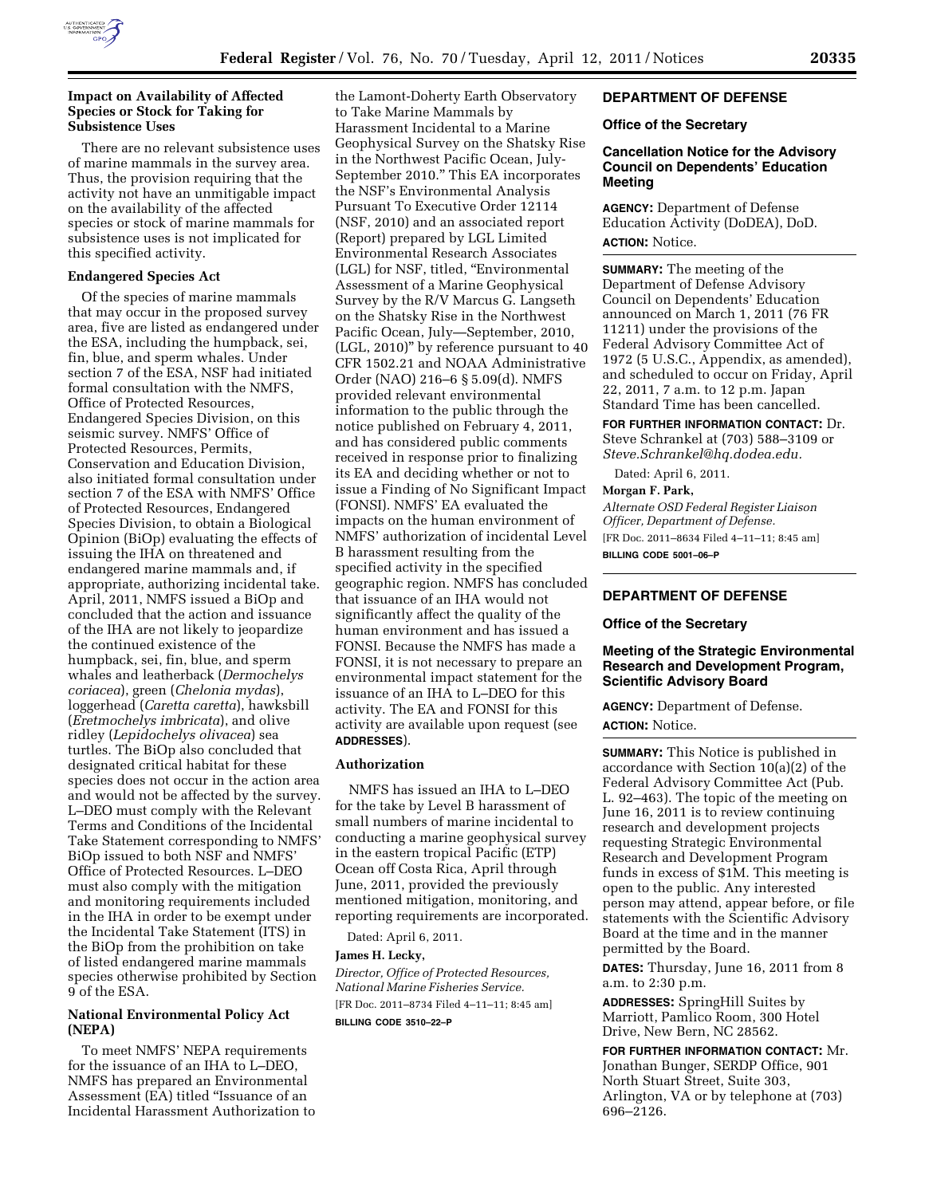### Impact on Availability of Affected Species or Stock for Taking for Subsistence Uses

There are no relevant subsistence uses of marine mammals in the survey area. Thus, the provision requiring that the activity not have an unmitigable impact on the availability of the affected species or stock of marine mammals for subsistence uses is not implicated for this specified activity.

### Endangered Species Act

Of the species of marine mammals that may occur in the proposed survey area, five are listed as endangered under the ESA, including the humpback, sei, fin, blue, and sperm whales. Under section 7 of the ESA, NSF had initiated formal consultation with the NMFS, Office of Protected Resources, Endangered Species Division, on this seismic survey. NMFS' Office of Protected Resources, Permits, Conservation and Education Division, also initiated formal consultation under section 7 of the ESA with NMFS' Office of Protected Resources, Endangered Species Division, to obtain a Biological Opinion (BiOp) evaluating the effects of issuing the IHA on threatened and endangered marine mammals and, if appropriate, authorizing incidental take. April, 2011, NMFS issued a BiOp and concluded that the action and issuance of the IHA are not likely to jeopardize the continued existence of the humpback, sei, fin, blue, and sperm whales and leatherback (*Dermochelys coriacea*), green (*Chelonia mydas*), loggerhead (*Caretta caretta*), hawksbill (*Eretmochelys imbricata*), and olive ridley (*Lepidochelys olivacea*) sea turtles. The BiOp also concluded that designated critical habitat for these species does not occur in the action area and would not be affected by the survey. L–DEO must comply with the Relevant Terms and Conditions of the Incidental Take Statement corresponding to NMFS' BiOp issued to both NSF and NMFS' Office of Protected Resources. L–DEO must also comply with the mitigation and monitoring requirements included in the IHA in order to be exempt under the Incidental Take Statement (ITS) in the BiOp from the prohibition on take of listed endangered marine mammals species otherwise prohibited by Section 9 of the ESA.

### National Environmental Policy Act (NEPA)

To meet NMFS' NEPA requirements for the issuance of an IHA to L–DEO, NMFS has prepared an Environmental Assessment (EA) titled "Issuance of an Incidental Harassment Authorization to the Lamont-Doherty Earth Observatory to Take Marine Mammals by Harassment Incidental to a Marine Geophysical Survey on the Shatsky Rise in the Northwest Pacific Ocean, July-September 2010." This EA incorporates the NSF's Environmental Analysis Pursuant To Executive Order 12114 (NSF, 2010) and an associated report (Report) prepared by LGL Limited Environmental Research Associates (LGL) for NSF, titled, "Environmental Assessment of a Marine Geophysical Survey by the R/V Marcus G. Langseth on the Shatsky Rise in the Northwest Pacific Ocean, July—September, 2010, (LGL, 2010)" by reference pursuant to 40 CFR 1502.21 and NOAA Administrative Order (NAO) 216–6 § 5.09(d). NMFS provided relevant environmental information to the public through the notice published on February 4, 2011, and has considered public comments received in response prior to finalizing its EA and deciding whether or not to issue a Finding of No Significant Impact (FONSI). NMFS' EA evaluated the impacts on the human environment of NMFS' authorization of incidental Level B harassment resulting from the specified activity in the specified geographic region. NMFS has concluded that issuance of an IHA would not significantly affect the quality of the human environment and has issued a FONSI. Because the NMFS has made a FONSI, it is not necessary to prepare an environmental impact statement for the issuance of an IHA to L–DEO for this activity. The EA and FONSI for this activity are available upon request (see **ADDRESSES**).

### Authorization

NMFS has issued an IHA to L–DEO for the take by Level B harassment of small numbers of marine incidental to conducting a marine geophysical survey in the eastern tropical Pacific (ETP) Ocean off Costa Rica, April through June, 2011, provided the previously mentioned mitigation, monitoring, and reporting requirements are incorporated.

Dated: April 6, 2011.

**James H. Lecky,**

*Director, Office of Protected Resources, National Marine Fisheries Service.*

[FR Doc. 2011–8734 Filed 4–11–11; 8:45 am]

**BILLING CODE 3510–22–P**

## DEPARTMENT OF DEFENSE

### Office of the Secretary

### Cancellation Notice for the Advisory Council on Dependents' Education Meeting

**AGENCY:** Department of Defense Education Activity (DoDEA), DoD.

**ACTION:** Notice.

**SUMMARY:** The meeting of the Department of Defense Advisory Council on Dependents' Education announced on March 1, 2011 (76 FR 11211) under the provisions of the Federal Advisory Committee Act of 1972 (5 U.S.C., Appendix, as amended), and scheduled to occur on Friday, April 22, 2011, 7 a.m. to 12 p.m. Japan Standard Time has been cancelled.

**FOR FURTHER INFORMATION CONTACT:** Dr. Steve Schrankel at (703) 588–3109 or *Steve.Schrankel@hq.dodea.edu.*

Dated: April 6, 2011.

**Morgan F. Park,**

*Alternate OSD Federal Register Liaison Officer, Department of Defense.*

[FR Doc. 2011–8634 Filed 4–11–11; 8:45 am]

**BILLING CODE 5001–06–P**

## DEPARTMENT OF DEFENSE

### Office of the Secretary

### Meeting of the Strategic Environmental Research and Development Program, Scientific Advisory Board

**AGENCY:** Department of Defense.

**ACTION:** Notice.

**SUMMARY:** This Notice is published in accordance with Section 10(a)(2) of the Federal Advisory Committee Act (Pub. L. 92–463). The topic of the meeting on June 16, 2011 is to review continuing research and development projects requesting Strategic Environmental Research and Development Program funds in excess of $1M. This meeting is open to the public. Any interested person may attend, appear before, or file statements with the Scientific Advisory Board at the time and in the manner permitted by the Board.

**DATES:** Thursday, June 16, 2011 from 8 a.m. to 2:30 p.m.

**ADDRESSES:** SpringHill Suites by Marriott, Pamlico Room, 300 Hotel Drive, New Bern, NC 28562.

**FOR FURTHER INFORMATION CONTACT:** Mr. Jonathan Bunger, SERDP Office, 901 North Stuart Street, Suite 303, Arlington, VA or by telephone at (703) 696–2126.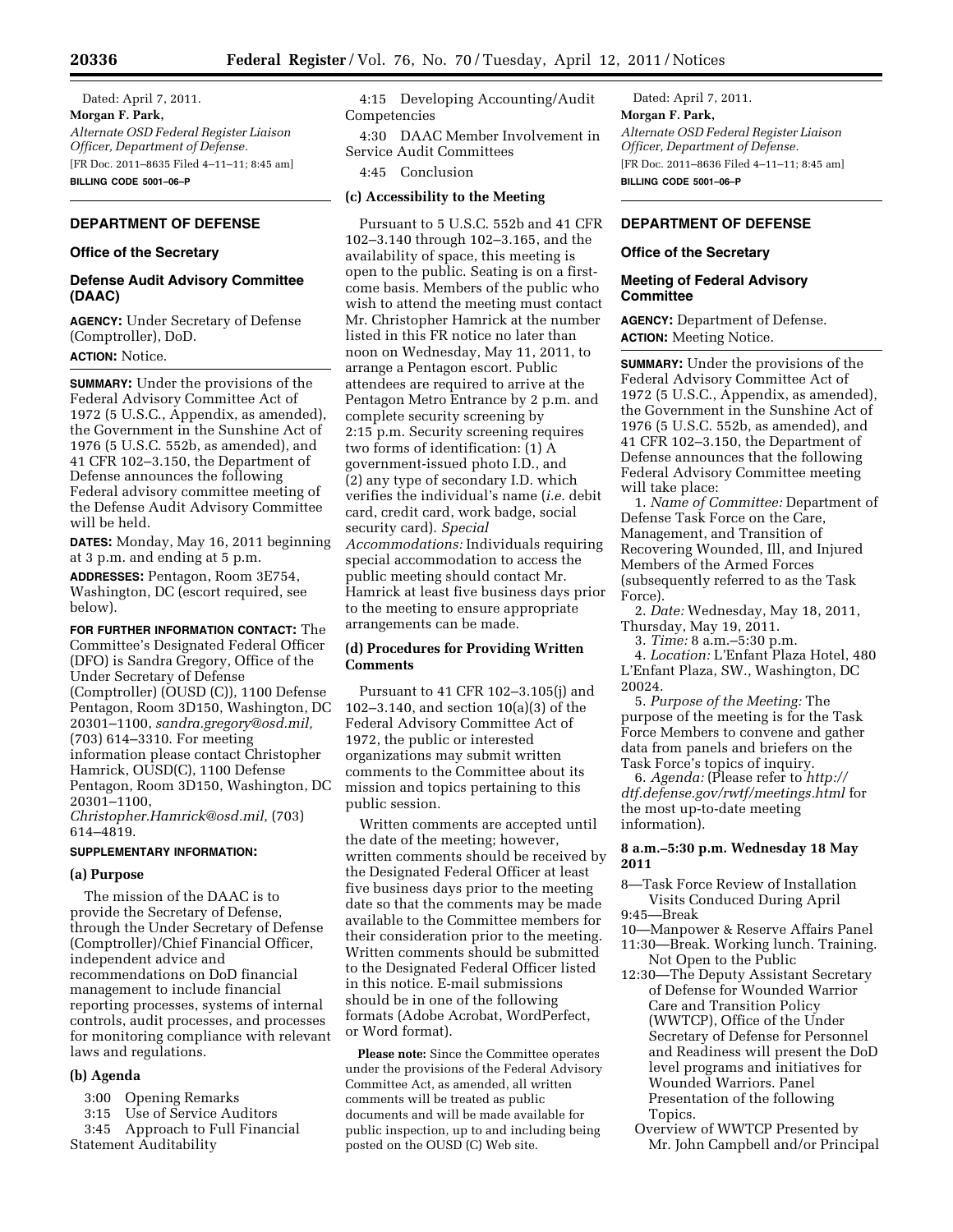Dated: April 7, 2011.

**Morgan F. Park,**

*Alternate OSD Federal Register Liaison Officer, Department of Defense.*

[FR Doc. 2011–8635 Filed 4–11–11; 8:45 am]

**BILLING CODE 5001–06–P**

## DEPARTMENT OF DEFENSE

### Office of the Secretary

### Defense Audit Advisory Committee (DAAC)

**AGENCY:** Under Secretary of Defense (Comptroller), DoD.

**ACTION:** Notice.

**SUMMARY:** Under the provisions of the Federal Advisory Committee Act of 1972 (5 U.S.C., Appendix, as amended), the Government in the Sunshine Act of 1976 (5 U.S.C. 552b, as amended), and 41 CFR 102–3.150, the Department of Defense announces the following Federal advisory committee meeting of the Defense Audit Advisory Committee will be held.

**DATES:** Monday, May 16, 2011 beginning at 3 p.m. and ending at 5 p.m.

**ADDRESSES:** Pentagon, Room 3E754, Washington, DC (escort required, see below).

**FOR FURTHER INFORMATION CONTACT:** The Committee's Designated Federal Officer (DFO) is Sandra Gregory, Office of the Under Secretary of Defense (Comptroller) (OUSD (C)), 1100 Defense Pentagon, Room 3D150, Washington, DC 20301–1100, *sandra.gregory@osd.mil,* (703) 614–3310. For meeting information please contact Christopher Hamrick, OUSD(C), 1100 Defense Pentagon, Room 3D150, Washington, DC 20301–1100, *Christopher.Hamrick@osd.mil,* (703) 614–4819.

**SUPPLEMENTARY INFORMATION:**

**(a) Purpose**

The mission of the DAAC is to provide the Secretary of Defense, through the Under Secretary of Defense (Comptroller)/Chief Financial Officer, independent advice and recommendations on DoD financial management to include financial reporting processes, systems of internal controls, audit processes, and processes for monitoring compliance with relevant laws and regulations.

**(b) Agenda**

3:00 Opening Remarks

3:15 Use of Service Auditors

3:45 Approach to Full Financial Statement Auditability

4:15 Developing Accounting/Audit Competencies

4:30 DAAC Member Involvement in Service Audit Committees

4:45 Conclusion

**(c) Accessibility to the Meeting**

Pursuant to 5 U.S.C. 552b and 41 CFR 102–3.140 through 102–3.165, and the availability of space, this meeting is open to the public. Seating is on a first-come basis. Members of the public who wish to attend the meeting must contact Mr. Christopher Hamrick at the number listed in this FR notice no later than noon on Wednesday, May 11, 2011, to arrange a Pentagon escort. Public attendees are required to arrive at the Pentagon Metro Entrance by 2 p.m. and complete security screening by 2:15 p.m. Security screening requires two forms of identification: (1) A government-issued photo I.D., and (2) any type of secondary I.D. which verifies the individual's name (*i.e.* debit card, credit card, work badge, social security card). *Special Accommodations:* Individuals requiring special accommodation to access the public meeting should contact Mr. Hamrick at least five business days prior to the meeting to ensure appropriate arrangements can be made.

**(d) Procedures for Providing Written Comments**

Pursuant to 41 CFR 102–3.105(j) and 102–3.140, and section 10(a)(3) of the Federal Advisory Committee Act of 1972, the public or interested organizations may submit written comments to the Committee about its mission and topics pertaining to this public session.

Written comments are accepted until the date of the meeting; however, written comments should be received by the Designated Federal Officer at least five business days prior to the meeting date so that the comments may be made available to the Committee members for their consideration prior to the meeting. Written comments should be submitted to the Designated Federal Officer listed in this notice. E-mail submissions should be in one of the following formats (Adobe Acrobat, WordPerfect, or Word format).

**Please note:** Since the Committee operates under the provisions of the Federal Advisory Committee Act, as amended, all written comments will be treated as public documents and will be made available for public inspection, up to and including being posted on the OUSD (C) Web site.

Dated: April 7, 2011.

**Morgan F. Park,**

*Alternate OSD Federal Register Liaison Officer, Department of Defense.*

[FR Doc. 2011–8636 Filed 4–11–11; 8:45 am]

**BILLING CODE 5001–06–P**

## DEPARTMENT OF DEFENSE

### Office of the Secretary

### Meeting of Federal Advisory Committee

**AGENCY:** Department of Defense.

**ACTION:** Meeting Notice.

**SUMMARY:** Under the provisions of the Federal Advisory Committee Act of 1972 (5 U.S.C., Appendix, as amended), the Government in the Sunshine Act of 1976 (5 U.S.C. 552b, as amended), and 41 CFR 102–3.150, the Department of Defense announces that the following Federal Advisory Committee meeting will take place:

1. *Name of Committee:* Department of Defense Task Force on the Care, Management, and Transition of Recovering Wounded, Ill, and Injured Members of the Armed Forces (subsequently referred to as the Task Force).

2. *Date:* Wednesday, May 18, 2011, Thursday, May 19, 2011.

3. *Time:* 8 a.m.–5:30 p.m.

4. *Location:* L'Enfant Plaza Hotel, 480 L'Enfant Plaza, SW., Washington, DC 20024.

5. *Purpose of the Meeting:* The purpose of the meeting is for the Task Force Members to convene and gather data from panels and briefers on the Task Force's topics of inquiry.

6. *Agenda:* (Please refer to *http://dtf.defense.gov/rwtf/meetings.html* for the most up-to-date meeting information).

**8 a.m.–5:30 p.m. Wednesday 18 May 2011**

8—Task Force Review of Installation Visits Conduced During April

9:45—Break

10—Manpower & Reserve Affairs Panel

11:30—Break. Working lunch. Training. Not Open to the Public

12:30—The Deputy Assistant Secretary of Defense for Wounded Warrior Care and Transition Policy (WWTCP), Office of the Under Secretary of Defense for Personnel and Readiness will present the DoD level programs and initiatives for Wounded Warriors. Panel Presentation of the following Topics.

Overview of WWTCP Presented by Mr. John Campbell and/or Principal